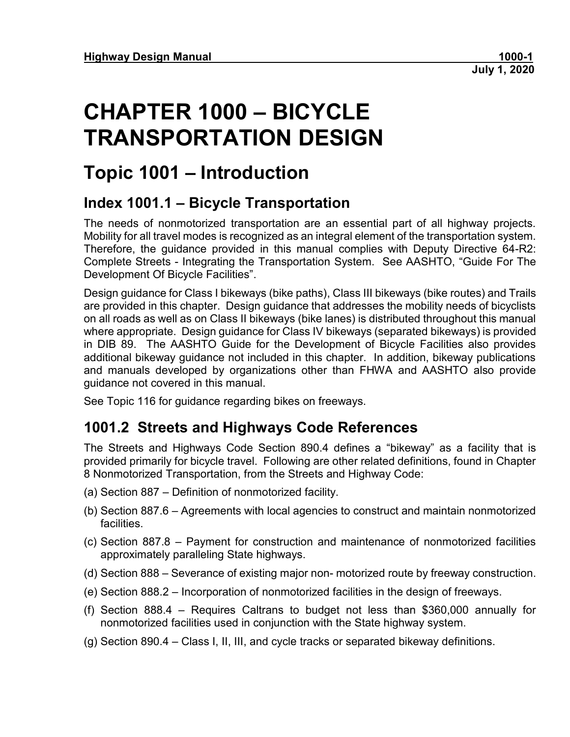# CHAPTER 1000 – BICYCLE TRANSPORTATION DESIGN

## Topic 1001 – Introduction

### Index 1001.1 – Bicycle Transportation

The needs of nonmotorized transportation are an essential part of all highway projects. Mobility for all travel modes is recognized as an integral element of the transportation system. Therefore, the guidance provided in this manual complies with Deputy Directive 64-R2: Complete Streets - Integrating the Transportation System. See AASHTO, "Guide For The Development Of Bicycle Facilities".

Design guidance for Class I bikeways (bike paths), Class III bikeways (bike routes) and Trails are provided in this chapter. Design guidance that addresses the mobility needs of bicyclists on all roads as well as on Class II bikeways (bike lanes) is distributed throughout this manual where appropriate. Design guidance for Class IV bikeways (separated bikeways) is provided in DIB 89. The AASHTO Guide for the Development of Bicycle Facilities also provides additional bikeway guidance not included in this chapter. In addition, bikeway publications and manuals developed by organizations other than FHWA and AASHTO also provide guidance not covered in this manual.

See Topic 116 for guidance regarding bikes on freeways.

### 1001.2 Streets and Highways Code References

The Streets and Highways Code Section 890.4 defines a "bikeway" as a facility that is provided primarily for bicycle travel. Following are other related definitions, found in Chapter 8 Nonmotorized Transportation, from the Streets and Highway Code:

(a) Section 887 – Definition of nonmotorized facility.

(b) Section 887.6 – Agreements with local agencies to construct and maintain nonmotorized facilities.

(c) Section 887.8 – Payment for construction and maintenance of nonmotorized facilities approximately paralleling State highways.

(d) Section 888 – Severance of existing major non- motorized route by freeway construction.

(e) Section 888.2 – Incorporation of nonmotorized facilities in the design of freeways.

(f) Section 888.4 – Requires Caltrans to budget not less than $360,000 annually for nonmotorized facilities used in conjunction with the State highway system.

(g) Section 890.4 – Class I, II, III, and cycle tracks or separated bikeway definitions.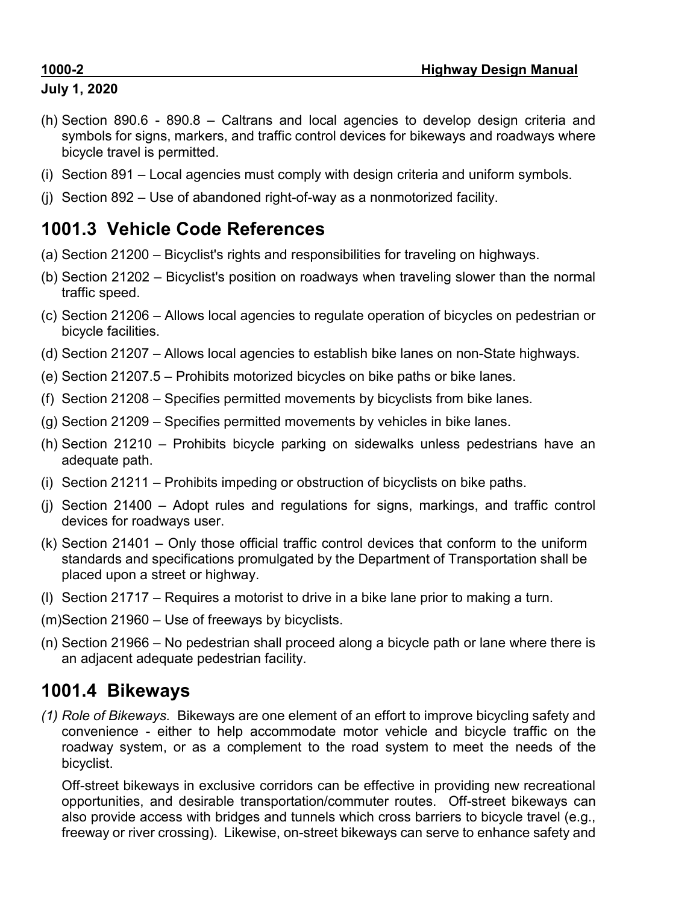(h) Section 890.6 - 890.8 – Caltrans and local agencies to develop design criteria and symbols for signs, markers, and traffic control devices for bikeways and roadways where bicycle travel is permitted.

(i) Section 891 – Local agencies must comply with design criteria and uniform symbols.

(j) Section 892 – Use of abandoned right-of-way as a nonmotorized facility.

## 1001.3 Vehicle Code References

(a) Section 21200 – Bicyclist's rights and responsibilities for traveling on highways.

(b) Section 21202 – Bicyclist's position on roadways when traveling slower than the normal traffic speed.

(c) Section 21206 – Allows local agencies to regulate operation of bicycles on pedestrian or bicycle facilities.

(d) Section 21207 – Allows local agencies to establish bike lanes on non-State highways.

(e) Section 21207.5 – Prohibits motorized bicycles on bike paths or bike lanes.

(f) Section 21208 – Specifies permitted movements by bicyclists from bike lanes.

(g) Section 21209 – Specifies permitted movements by vehicles in bike lanes.

(h) Section 21210 – Prohibits bicycle parking on sidewalks unless pedestrians have an adequate path.

(i) Section 21211 – Prohibits impeding or obstruction of bicyclists on bike paths.

(j) Section 21400 – Adopt rules and regulations for signs, markings, and traffic control devices for roadways user.

(k) Section 21401 – Only those official traffic control devices that conform to the uniform standards and specifications promulgated by the Department of Transportation shall be placed upon a street or highway.

(l) Section 21717 – Requires a motorist to drive in a bike lane prior to making a turn.

(m) Section 21960 – Use of freeways by bicyclists.

(n) Section 21966 – No pedestrian shall proceed along a bicycle path or lane where there is an adjacent adequate pedestrian facility.

## 1001.4 Bikeways

*(1) Role of Bikeways.* Bikeways are one element of an effort to improve bicycling safety and convenience - either to help accommodate motor vehicle and bicycle traffic on the roadway system, or as a complement to the road system to meet the needs of the bicyclist.

Off-street bikeways in exclusive corridors can be effective in providing new recreational opportunities, and desirable transportation/commuter routes. Off-street bikeways can also provide access with bridges and tunnels which cross barriers to bicycle travel (e.g., freeway or river crossing). Likewise, on-street bikeways can serve to enhance safety and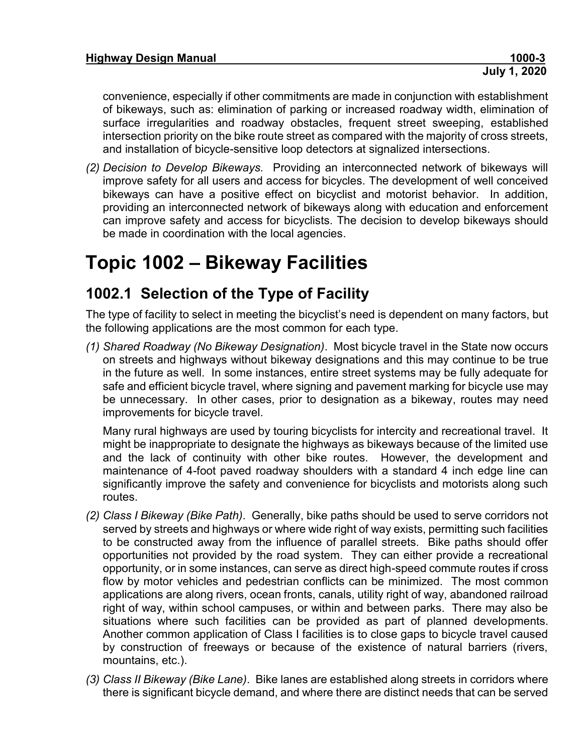convenience, especially if other commitments are made in conjunction with establishment of bikeways, such as: elimination of parking or increased roadway width, elimination of surface irregularities and roadway obstacles, frequent street sweeping, established intersection priority on the bike route street as compared with the majority of cross streets, and installation of bicycle-sensitive loop detectors at signalized intersections.

(2) *Decision to Develop Bikeways.* Providing an interconnected network of bikeways will improve safety for all users and access for bicycles. The development of well conceived bikeways can have a positive effect on bicyclist and motorist behavior. In addition, providing an interconnected network of bikeways along with education and enforcement can improve safety and access for bicyclists. The decision to develop bikeways should be made in coordination with the local agencies.

# Topic 1002 – Bikeway Facilities

## 1002.1 Selection of the Type of Facility

The type of facility to select in meeting the bicyclist's need is dependent on many factors, but the following applications are the most common for each type.

(1) *Shared Roadway (No Bikeway Designation)*. Most bicycle travel in the State now occurs on streets and highways without bikeway designations and this may continue to be true in the future as well. In some instances, entire street systems may be fully adequate for safe and efficient bicycle travel, where signing and pavement marking for bicycle use may be unnecessary. In other cases, prior to designation as a bikeway, routes may need improvements for bicycle travel.

Many rural highways are used by touring bicyclists for intercity and recreational travel. It might be inappropriate to designate the highways as bikeways because of the limited use and the lack of continuity with other bike routes. However, the development and maintenance of 4-foot paved roadway shoulders with a standard 4 inch edge line can significantly improve the safety and convenience for bicyclists and motorists along such routes.

(2) *Class I Bikeway (Bike Path)*. Generally, bike paths should be used to serve corridors not served by streets and highways or where wide right of way exists, permitting such facilities to be constructed away from the influence of parallel streets. Bike paths should offer opportunities not provided by the road system. They can either provide a recreational opportunity, or in some instances, can serve as direct high-speed commute routes if cross flow by motor vehicles and pedestrian conflicts can be minimized. The most common applications are along rivers, ocean fronts, canals, utility right of way, abandoned railroad right of way, within school campuses, or within and between parks. There may also be situations where such facilities can be provided as part of planned developments. Another common application of Class I facilities is to close gaps to bicycle travel caused by construction of freeways or because of the existence of natural barriers (rivers, mountains, etc.).

(3) *Class II Bikeway (Bike Lane)*. Bike lanes are established along streets in corridors where there is significant bicycle demand, and where there are distinct needs that can be served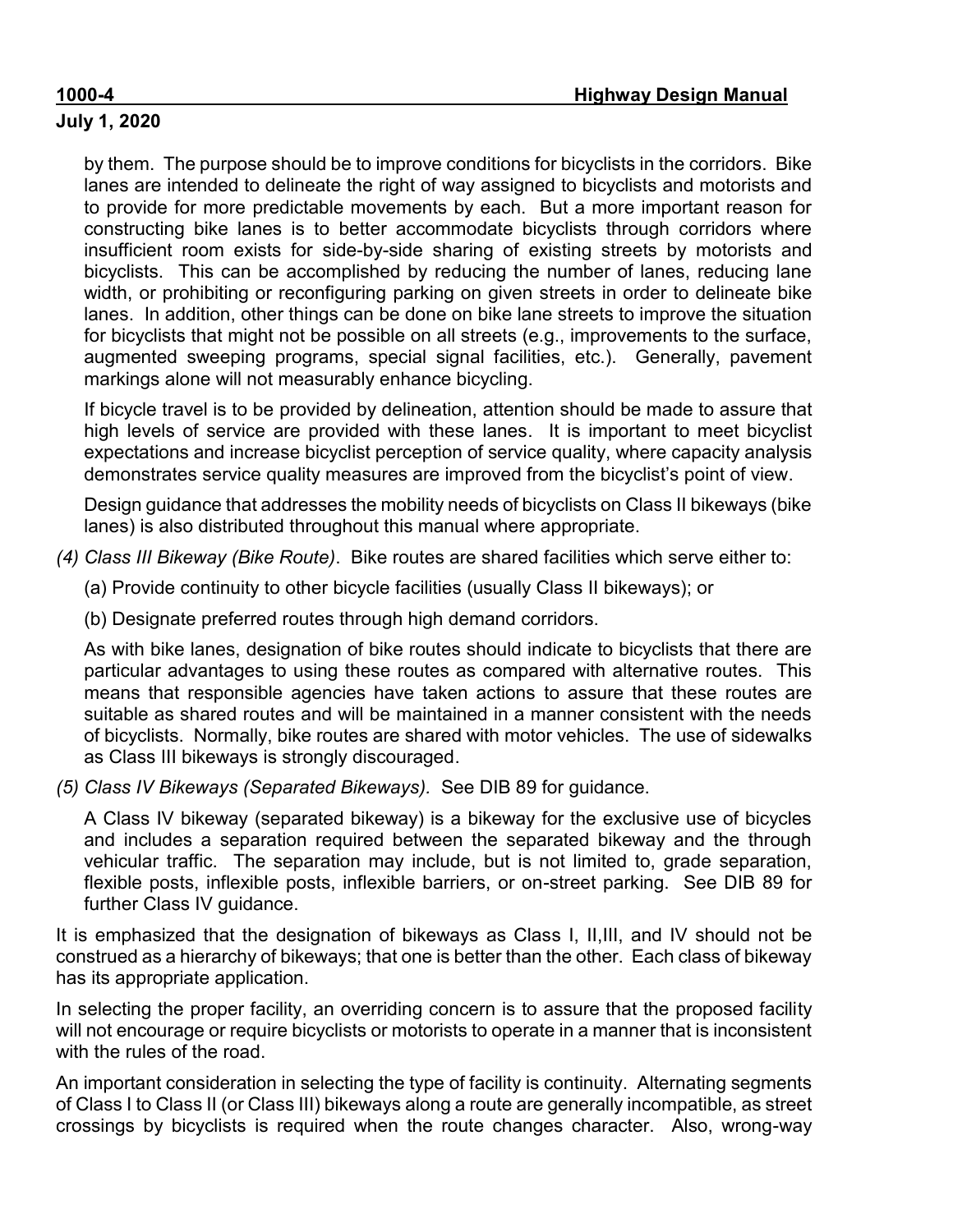by them. The purpose should be to improve conditions for bicyclists in the corridors. Bike lanes are intended to delineate the right of way assigned to bicyclists and motorists and to provide for more predictable movements by each. But a more important reason for constructing bike lanes is to better accommodate bicyclists through corridors where insufficient room exists for side-by-side sharing of existing streets by motorists and bicyclists. This can be accomplished by reducing the number of lanes, reducing lane width, or prohibiting or reconfiguring parking on given streets in order to delineate bike lanes. In addition, other things can be done on bike lane streets to improve the situation for bicyclists that might not be possible on all streets (e.g., improvements to the surface, augmented sweeping programs, special signal facilities, etc.). Generally, pavement markings alone will not measurably enhance bicycling.

If bicycle travel is to be provided by delineation, attention should be made to assure that high levels of service are provided with these lanes. It is important to meet bicyclist expectations and increase bicyclist perception of service quality, where capacity analysis demonstrates service quality measures are improved from the bicyclist's point of view.

Design guidance that addresses the mobility needs of bicyclists on Class II bikeways (bike lanes) is also distributed throughout this manual where appropriate.

*(4) Class III Bikeway (Bike Route)*. Bike routes are shared facilities which serve either to:

(a) Provide continuity to other bicycle facilities (usually Class II bikeways); or

(b) Designate preferred routes through high demand corridors.

As with bike lanes, designation of bike routes should indicate to bicyclists that there are particular advantages to using these routes as compared with alternative routes. This means that responsible agencies have taken actions to assure that these routes are suitable as shared routes and will be maintained in a manner consistent with the needs of bicyclists. Normally, bike routes are shared with motor vehicles. The use of sidewalks as Class III bikeways is strongly discouraged.

*(5) Class IV Bikeways (Separated Bikeways).* See DIB 89 for guidance.

A Class IV bikeway (separated bikeway) is a bikeway for the exclusive use of bicycles and includes a separation required between the separated bikeway and the through vehicular traffic. The separation may include, but is not limited to, grade separation, flexible posts, inflexible posts, inflexible barriers, or on-street parking. See DIB 89 for further Class IV guidance.

It is emphasized that the designation of bikeways as Class I, II,III, and IV should not be construed as a hierarchy of bikeways; that one is better than the other. Each class of bikeway has its appropriate application.

In selecting the proper facility, an overriding concern is to assure that the proposed facility will not encourage or require bicyclists or motorists to operate in a manner that is inconsistent with the rules of the road.

An important consideration in selecting the type of facility is continuity. Alternating segments of Class I to Class II (or Class III) bikeways along a route are generally incompatible, as street crossings by bicyclists is required when the route changes character. Also, wrong-way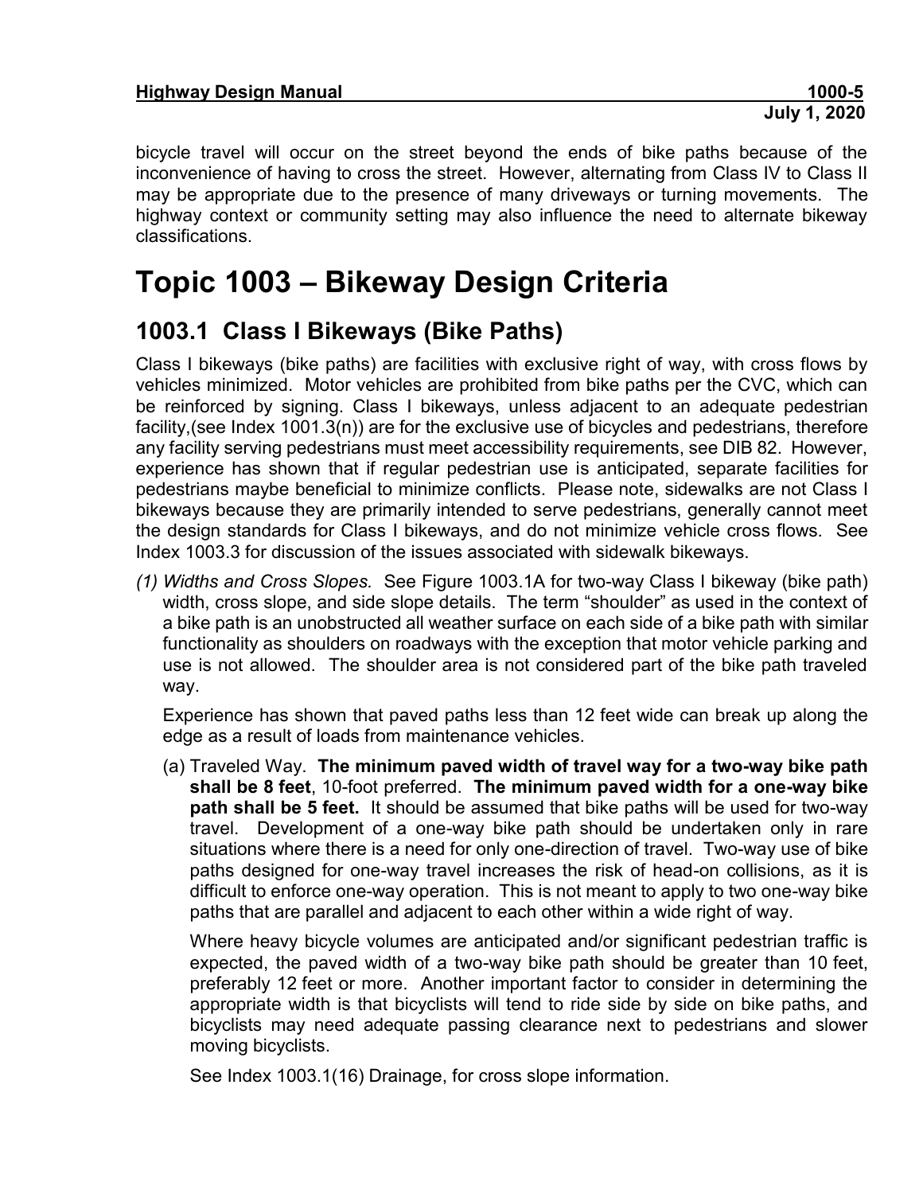bicycle travel will occur on the street beyond the ends of bike paths because of the inconvenience of having to cross the street. However, alternating from Class IV to Class II may be appropriate due to the presence of many driveways or turning movements. The highway context or community setting may also influence the need to alternate bikeway classifications.

# Topic 1003 – Bikeway Design Criteria

## 1003.1 Class I Bikeways (Bike Paths)

Class I bikeways (bike paths) are facilities with exclusive right of way, with cross flows by vehicles minimized. Motor vehicles are prohibited from bike paths per the CVC, which can be reinforced by signing. Class I bikeways, unless adjacent to an adequate pedestrian facility,(see Index 1001.3(n)) are for the exclusive use of bicycles and pedestrians, therefore any facility serving pedestrians must meet accessibility requirements, see DIB 82. However, experience has shown that if regular pedestrian use is anticipated, separate facilities for pedestrians maybe beneficial to minimize conflicts. Please note, sidewalks are not Class I bikeways because they are primarily intended to serve pedestrians, generally cannot meet the design standards for Class I bikeways, and do not minimize vehicle cross flows. See Index 1003.3 for discussion of the issues associated with sidewalk bikeways.

*(1) Widths and Cross Slopes.* See Figure 1003.1A for two-way Class I bikeway (bike path) width, cross slope, and side slope details. The term "shoulder" as used in the context of a bike path is an unobstructed all weather surface on each side of a bike path with similar functionality as shoulders on roadways with the exception that motor vehicle parking and use is not allowed. The shoulder area is not considered part of the bike path traveled way.

Experience has shown that paved paths less than 12 feet wide can break up along the edge as a result of loads from maintenance vehicles.

(a) Traveled Way. **The minimum paved width of travel way for a two-way bike path shall be 8 feet**, 10-foot preferred. **The minimum paved width for a one-way bike path shall be 5 feet.** It should be assumed that bike paths will be used for two-way travel. Development of a one-way bike path should be undertaken only in rare situations where there is a need for only one-direction of travel. Two-way use of bike paths designed for one-way travel increases the risk of head-on collisions, as it is difficult to enforce one-way operation. This is not meant to apply to two one-way bike paths that are parallel and adjacent to each other within a wide right of way.

Where heavy bicycle volumes are anticipated and/or significant pedestrian traffic is expected, the paved width of a two-way bike path should be greater than 10 feet, preferably 12 feet or more. Another important factor to consider in determining the appropriate width is that bicyclists will tend to ride side by side on bike paths, and bicyclists may need adequate passing clearance next to pedestrians and slower moving bicyclists.

See Index 1003.1(16) Drainage, for cross slope information.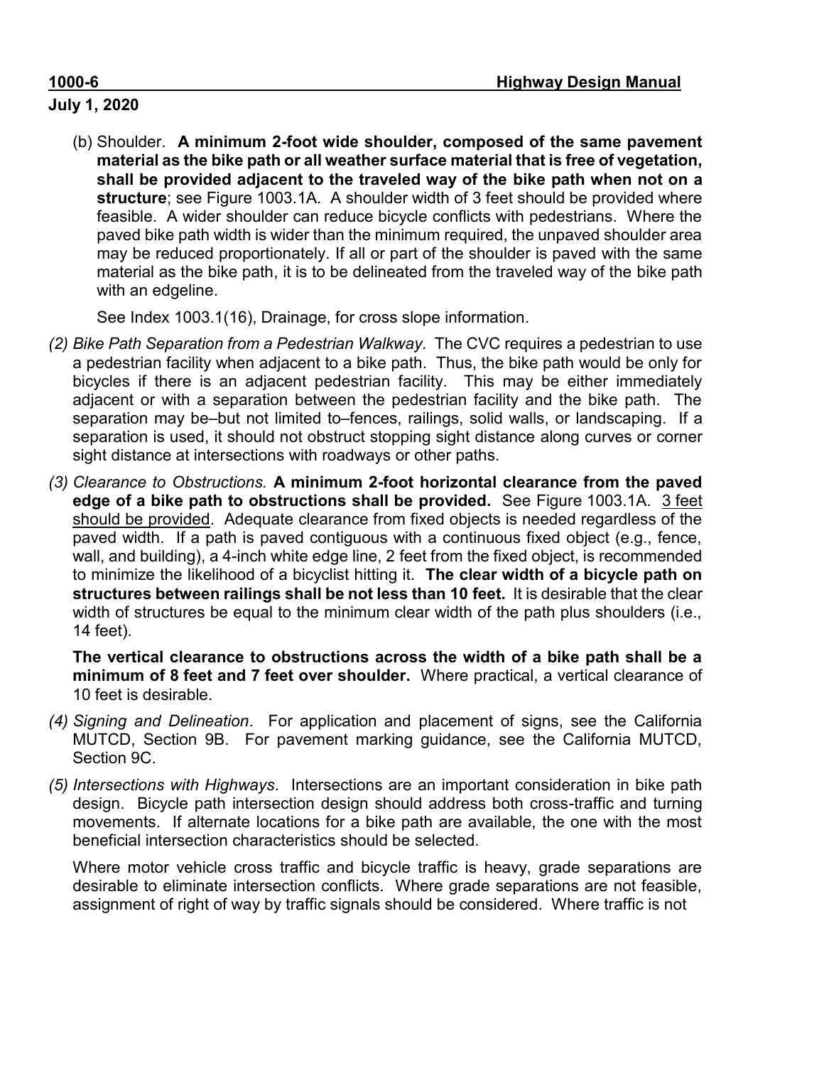(b) Shoulder. **A minimum 2-foot wide shoulder, composed of the same pavement material as the bike path or all weather surface material that is free of vegetation, shall be provided adjacent to the traveled way of the bike path when not on a structure**; see Figure 1003.1A. A shoulder width of 3 feet should be provided where feasible. A wider shoulder can reduce bicycle conflicts with pedestrians. Where the paved bike path width is wider than the minimum required, the unpaved shoulder area may be reduced proportionately. If all or part of the shoulder is paved with the same material as the bike path, it is to be delineated from the traveled way of the bike path with an edgeline.

See Index 1003.1(16), Drainage, for cross slope information.

*(2) Bike Path Separation from a Pedestrian Walkway.* The CVC requires a pedestrian to use a pedestrian facility when adjacent to a bike path. Thus, the bike path would be only for bicycles if there is an adjacent pedestrian facility. This may be either immediately adjacent or with a separation between the pedestrian facility and the bike path. The separation may be–but not limited to–fences, railings, solid walls, or landscaping. If a separation is used, it should not obstruct stopping sight distance along curves or corner sight distance at intersections with roadways or other paths.

*(3) Clearance to Obstructions.* **A minimum 2-foot horizontal clearance from the paved edge of a bike path to obstructions shall be provided.** See Figure 1003.1A. <u>3 feet should be provided</u>. Adequate clearance from fixed objects is needed regardless of the paved width. If a path is paved contiguous with a continuous fixed object (e.g., fence, wall, and building), a 4-inch white edge line, 2 feet from the fixed object, is recommended to minimize the likelihood of a bicyclist hitting it. **The clear width of a bicycle path on structures between railings shall be not less than 10 feet.** It is desirable that the clear width of structures be equal to the minimum clear width of the path plus shoulders (i.e., 14 feet).

**The vertical clearance to obstructions across the width of a bike path shall be a minimum of 8 feet and 7 feet over shoulder.** Where practical, a vertical clearance of 10 feet is desirable.

*(4) Signing and Delineation*. For application and placement of signs, see the California MUTCD, Section 9B. For pavement marking guidance, see the California MUTCD, Section 9C.

*(5) Intersections with Highways*. Intersections are an important consideration in bike path design. Bicycle path intersection design should address both cross-traffic and turning movements. If alternate locations for a bike path are available, the one with the most beneficial intersection characteristics should be selected.

Where motor vehicle cross traffic and bicycle traffic is heavy, grade separations are desirable to eliminate intersection conflicts. Where grade separations are not feasible, assignment of right of way by traffic signals should be considered. Where traffic is not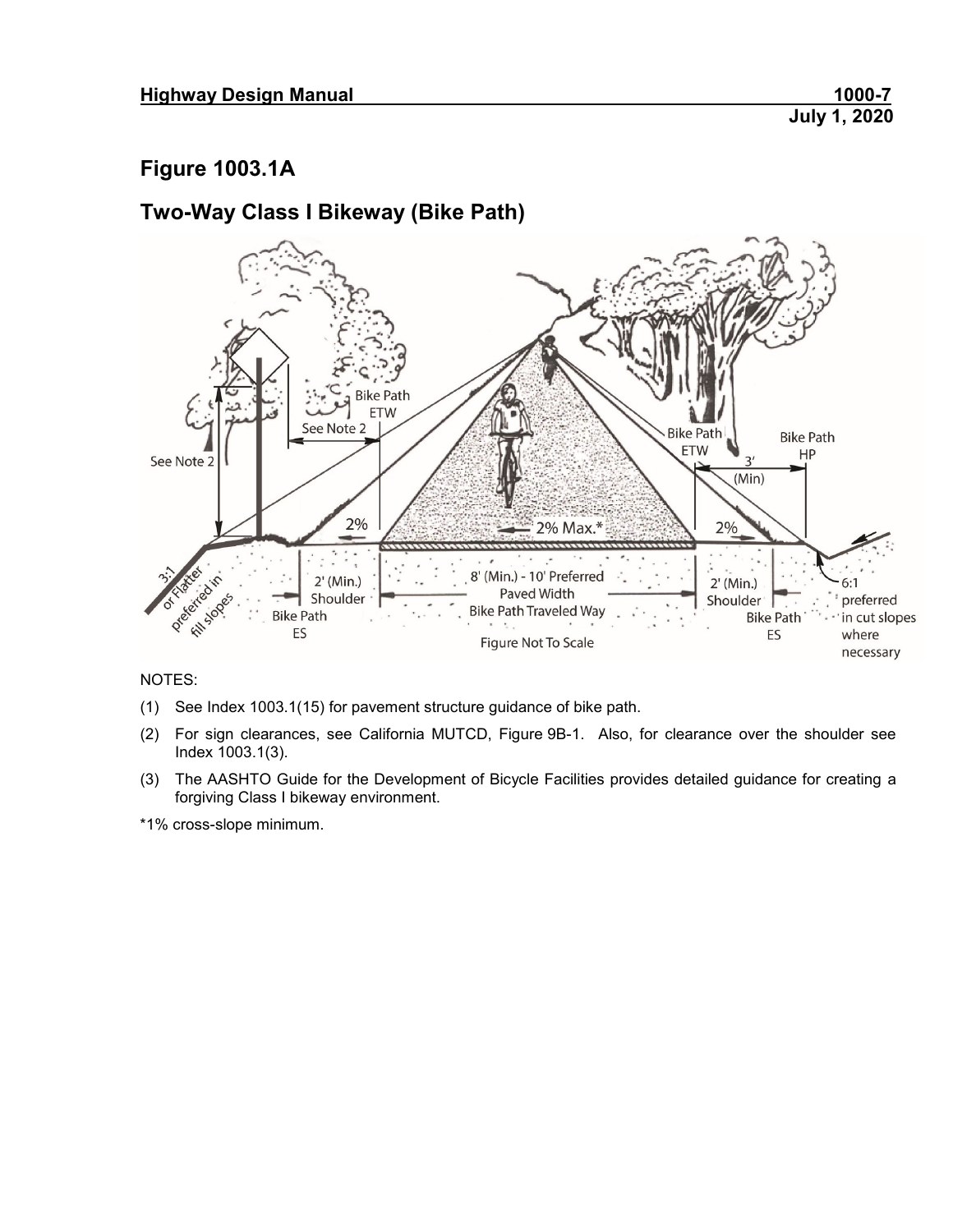## Figure 1003.1A

## Two-Way Class I Bikeway (Bike Path)

Bike Path ETW
See Note 2
See Note 2
Bike Path ETW
Bike Path HP
3' (Min)
2%
2% Max.*
2%
3:1 or Flatter preferred in fill slopes
2' (Min.) Shoulder
Bike Path ES
8' (Min.) - 10' Preferred Paved Width Bike Path Traveled Way
2' (Min.) Shoulder
Bike Path ES
6:1 preferred in cut slopes where necessary
Figure Not To Scale

NOTES:

(1) See Index 1003.1(15) for pavement structure guidance of bike path.

(2) For sign clearances, see California MUTCD, Figure 9B-1. Also, for clearance over the shoulder see Index 1003.1(3).

(3) The AASHTO Guide for the Development of Bicycle Facilities provides detailed guidance for creating a forgiving Class I bikeway environment.

*1% cross-slope minimum.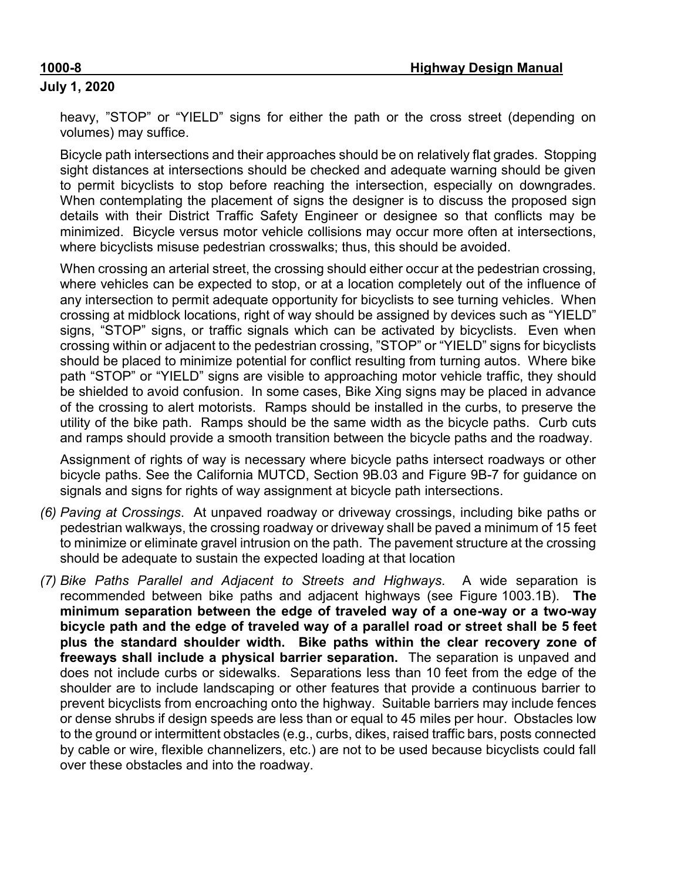heavy, "STOP" or "YIELD" signs for either the path or the cross street (depending on volumes) may suffice.

Bicycle path intersections and their approaches should be on relatively flat grades. Stopping sight distances at intersections should be checked and adequate warning should be given to permit bicyclists to stop before reaching the intersection, especially on downgrades. When contemplating the placement of signs the designer is to discuss the proposed sign details with their District Traffic Safety Engineer or designee so that conflicts may be minimized. Bicycle versus motor vehicle collisions may occur more often at intersections, where bicyclists misuse pedestrian crosswalks; thus, this should be avoided.

When crossing an arterial street, the crossing should either occur at the pedestrian crossing, where vehicles can be expected to stop, or at a location completely out of the influence of any intersection to permit adequate opportunity for bicyclists to see turning vehicles. When crossing at midblock locations, right of way should be assigned by devices such as "YIELD" signs, "STOP" signs, or traffic signals which can be activated by bicyclists. Even when crossing within or adjacent to the pedestrian crossing, "STOP" or "YIELD" signs for bicyclists should be placed to minimize potential for conflict resulting from turning autos. Where bike path "STOP" or "YIELD" signs are visible to approaching motor vehicle traffic, they should be shielded to avoid confusion. In some cases, Bike Xing signs may be placed in advance of the crossing to alert motorists. Ramps should be installed in the curbs, to preserve the utility of the bike path. Ramps should be the same width as the bicycle paths. Curb cuts and ramps should provide a smooth transition between the bicycle paths and the roadway.

Assignment of rights of way is necessary where bicycle paths intersect roadways or other bicycle paths. See the California MUTCD, Section 9B.03 and Figure 9B-7 for guidance on signals and signs for rights of way assignment at bicycle path intersections.

(6) *Paving at Crossings*. At unpaved roadway or driveway crossings, including bike paths or pedestrian walkways, the crossing roadway or driveway shall be paved a minimum of 15 feet to minimize or eliminate gravel intrusion on the path. The pavement structure at the crossing should be adequate to sustain the expected loading at that location

(7) *Bike Paths Parallel and Adjacent to Streets and Highways*. A wide separation is recommended between bike paths and adjacent highways (see Figure 1003.1B). **The minimum separation between the edge of traveled way of a one-way or a two-way bicycle path and the edge of traveled way of a parallel road or street shall be 5 feet plus the standard shoulder width. Bike paths within the clear recovery zone of freeways shall include a physical barrier separation.** The separation is unpaved and does not include curbs or sidewalks. Separations less than 10 feet from the edge of the shoulder are to include landscaping or other features that provide a continuous barrier to prevent bicyclists from encroaching onto the highway. Suitable barriers may include fences or dense shrubs if design speeds are less than or equal to 45 miles per hour. Obstacles low to the ground or intermittent obstacles (e.g., curbs, dikes, raised traffic bars, posts connected by cable or wire, flexible channelizers, etc.) are not to be used because bicyclists could fall over these obstacles and into the roadway.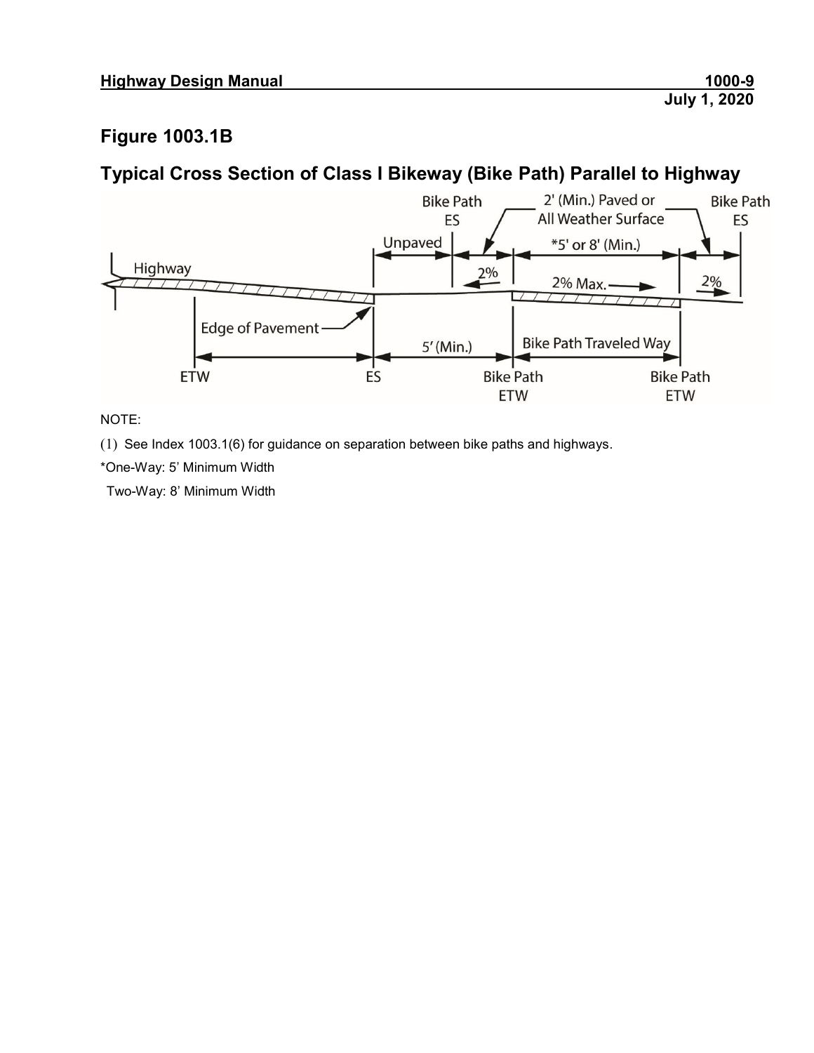## Figure 1003.1B

## Typical Cross Section of Class I Bikeway (Bike Path) Parallel to Highway

Highway

Bike Path ES

Unpaved

2' (Min.) Paved or All Weather Surface

*5' or 8' (Min.)

Bike Path ES

2%

2% Max.

2%

Edge of Pavement

5' (Min.)

Bike Path Traveled Way

ETW

ES

Bike Path ETW

Bike Path ETW

NOTE:

(1) See Index 1003.1(6) for guidance on separation between bike paths and highways.

*One-Way: 5' Minimum Width

Two-Way: 8' Minimum Width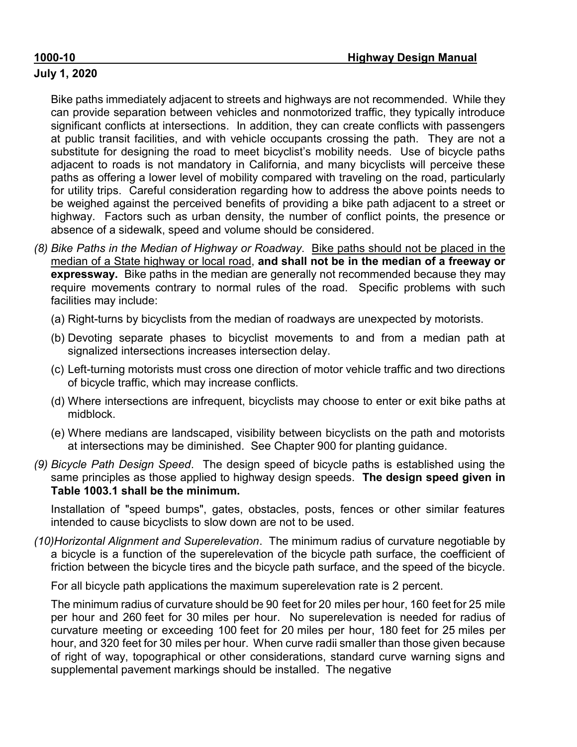Bike paths immediately adjacent to streets and highways are not recommended. While they can provide separation between vehicles and nonmotorized traffic, they typically introduce significant conflicts at intersections. In addition, they can create conflicts with passengers at public transit facilities, and with vehicle occupants crossing the path. They are not a substitute for designing the road to meet bicyclist's mobility needs. Use of bicycle paths adjacent to roads is not mandatory in California, and many bicyclists will perceive these paths as offering a lower level of mobility compared with traveling on the road, particularly for utility trips. Careful consideration regarding how to address the above points needs to be weighed against the perceived benefits of providing a bike path adjacent to a street or highway. Factors such as urban density, the number of conflict points, the presence or absence of a sidewalk, speed and volume should be considered.

*(8) Bike Paths in the Median of Highway or Roadway*. <u>Bike paths should not be placed in the median of a State highway or local road</u>, **and shall not be in the median of a freeway or expressway.** Bike paths in the median are generally not recommended because they may require movements contrary to normal rules of the road. Specific problems with such facilities may include:

(a) Right-turns by bicyclists from the median of roadways are unexpected by motorists.

(b) Devoting separate phases to bicyclist movements to and from a median path at signalized intersections increases intersection delay.

(c) Left-turning motorists must cross one direction of motor vehicle traffic and two directions of bicycle traffic, which may increase conflicts.

(d) Where intersections are infrequent, bicyclists may choose to enter or exit bike paths at midblock.

(e) Where medians are landscaped, visibility between bicyclists on the path and motorists at intersections may be diminished. See Chapter 900 for planting guidance.

*(9) Bicycle Path Design Speed*. The design speed of bicycle paths is established using the same principles as those applied to highway design speeds. **The design speed given in Table 1003.1 shall be the minimum.**

Installation of "speed bumps", gates, obstacles, posts, fences or other similar features intended to cause bicyclists to slow down are not to be used.

*(10) Horizontal Alignment and Superelevation*. The minimum radius of curvature negotiable by a bicycle is a function of the superelevation of the bicycle path surface, the coefficient of friction between the bicycle tires and the bicycle path surface, and the speed of the bicycle.

For all bicycle path applications the maximum superelevation rate is 2 percent.

The minimum radius of curvature should be 90 feet for 20 miles per hour, 160 feet for 25 mile per hour and 260 feet for 30 miles per hour. No superelevation is needed for radius of curvature meeting or exceeding 100 feet for 20 miles per hour, 180 feet for 25 miles per hour, and 320 feet for 30 miles per hour. When curve radii smaller than those given because of right of way, topographical or other considerations, standard curve warning signs and supplemental pavement markings should be installed. The negative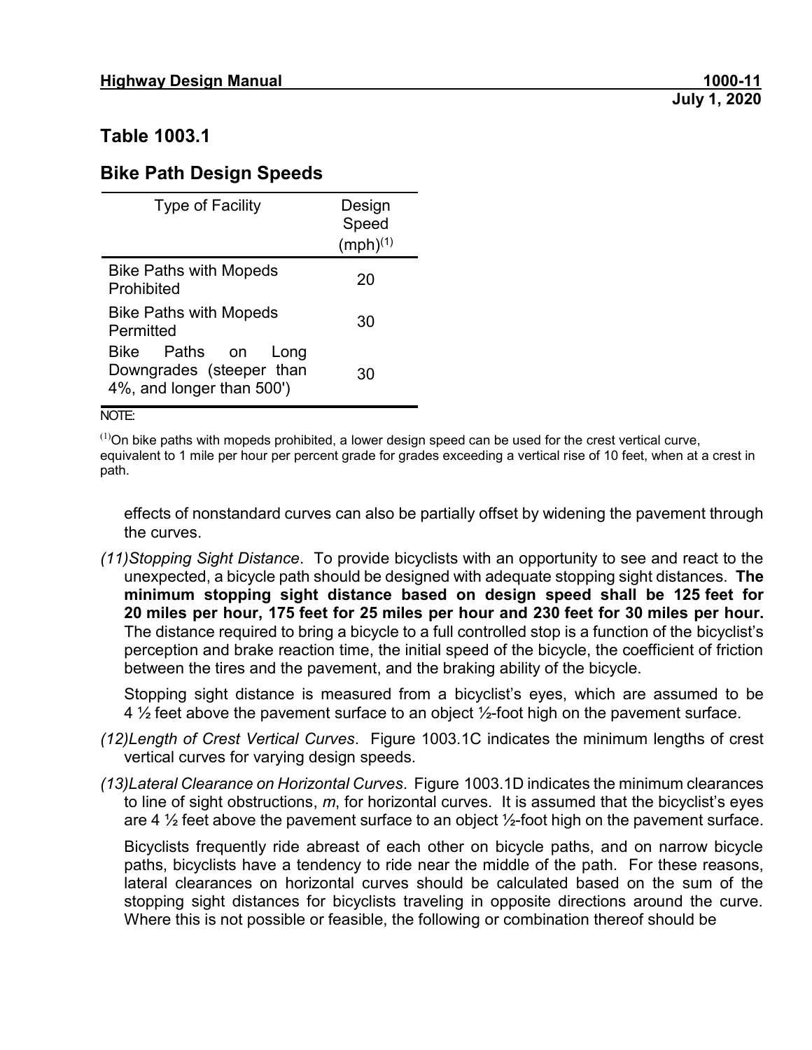## Table 1003.1

## Bike Path Design Speeds

| Type of Facility | Design Speed (mph)[1] |
|---|---|
| Bike Paths with Mopeds Prohibited | 20 |
| Bike Paths with Mopeds Permitted | 30 |
| Bike Paths on Long Downgrades (steeper than 4%, and longer than 500') | 30 |

NOTE:

[1]On bike paths with mopeds prohibited, a lower design speed can be used for the crest vertical curve, equivalent to 1 mile per hour per percent grade for grades exceeding a vertical rise of 10 feet, when at a crest in path.

effects of nonstandard curves can also be partially offset by widening the pavement through the curves.

*(11)Stopping Sight Distance*. To provide bicyclists with an opportunity to see and react to the unexpected, a bicycle path should be designed with adequate stopping sight distances. **The minimum stopping sight distance based on design speed shall be 125 feet for 20 miles per hour, 175 feet for 25 miles per hour and 230 feet for 30 miles per hour.** The distance required to bring a bicycle to a full controlled stop is a function of the bicyclist's perception and brake reaction time, the initial speed of the bicycle, the coefficient of friction between the tires and the pavement, and the braking ability of the bicycle.

Stopping sight distance is measured from a bicyclist's eyes, which are assumed to be 4 ½ feet above the pavement surface to an object ½-foot high on the pavement surface.

*(12)Length of Crest Vertical Curves*. Figure 1003.1C indicates the minimum lengths of crest vertical curves for varying design speeds.

*(13)Lateral Clearance on Horizontal Curves*. Figure 1003.1D indicates the minimum clearances to line of sight obstructions, *m*, for horizontal curves. It is assumed that the bicyclist's eyes are 4 ½ feet above the pavement surface to an object ½-foot high on the pavement surface.

Bicyclists frequently ride abreast of each other on bicycle paths, and on narrow bicycle paths, bicyclists have a tendency to ride near the middle of the path. For these reasons, lateral clearances on horizontal curves should be calculated based on the sum of the stopping sight distances for bicyclists traveling in opposite directions around the curve. Where this is not possible or feasible, the following or combination thereof should be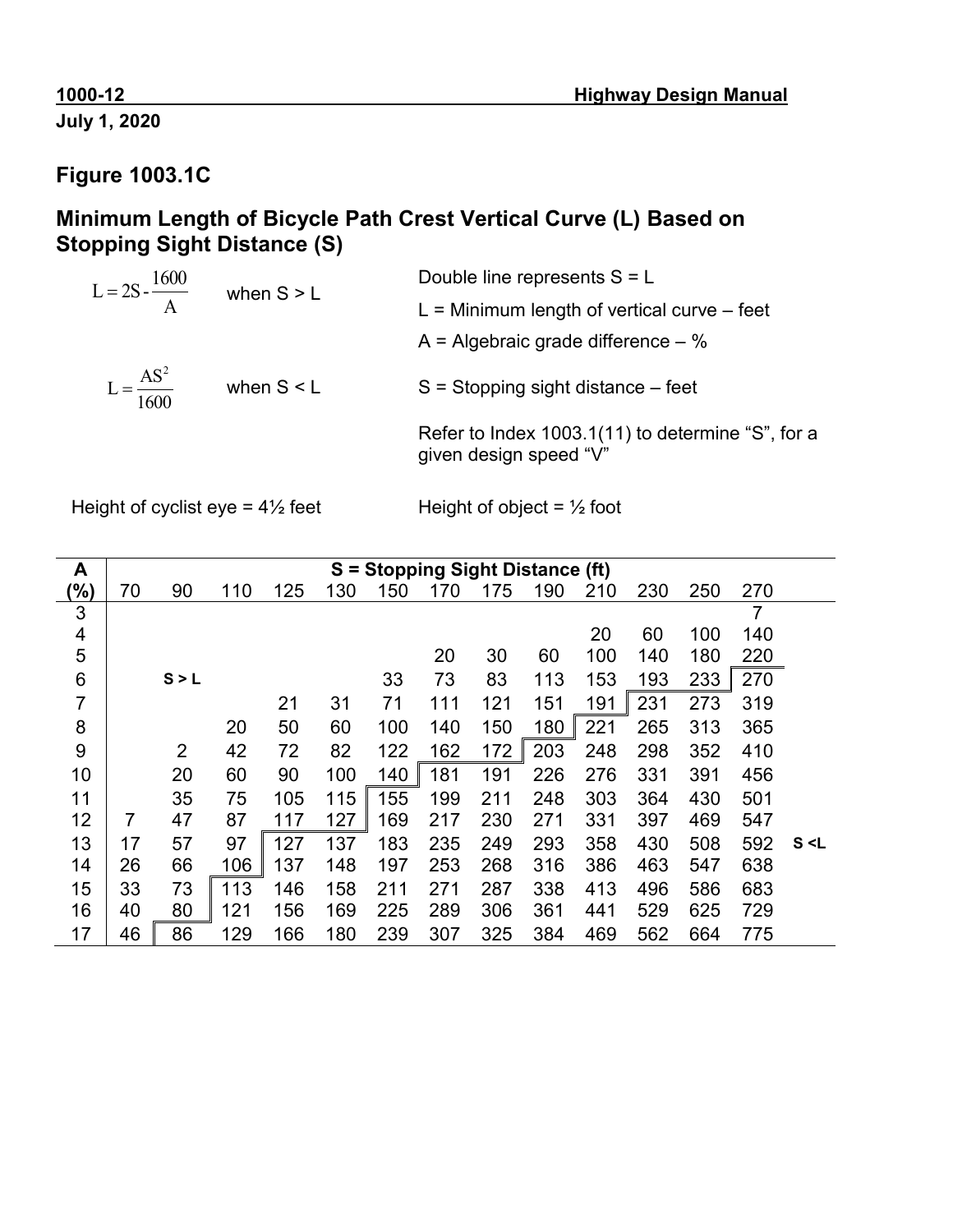## Figure 1003.1C

## Minimum Length of Bicycle Path Crest Vertical Curve (L) Based on Stopping Sight Distance (S)

$$L = 2S - \frac{1600}{A} \quad \text{when } S > L$$

$$L = \frac{AS^2}{1600} \quad \text{when } S < L$$

Double line represents S = L

L = Minimum length of vertical curve – feet

A = Algebraic grade difference – %

S = Stopping sight distance – feet

Refer to Index 1003.1(11) to determine "S", for a given design speed "V"

Height of cyclist eye = 4½ feet

Height of object = ½ foot

| A | S = Stopping Sight Distance (ft) | | | | | | | | | | | | | |
|---|---|---|---|---|---|---|---|---|---|---|---|---|---|---|
| (%) | 70 | 90 | 110 | 125 | 130 | 150 | 170 | 175 | 190 | 210 | 230 | 250 | 270 | |
| 3 | | | | | | | | | | | | | 7 | |
| 4 | | | | | | | | | | 20 | 60 | 100 | 140 | |
| 5 | | | | | | | 20 | 30 | 60 | 100 | 140 | 180 | 220 | |
| 6 | | S > L | | | | 33 | 73 | 83 | 113 | 153 | 193 | 233 | 270 | |
| 7 | | | | 21 | 31 | 71 | 111 | 121 | 151 | 191 | 231 | 273 | 319 | |
| 8 | | | 20 | 50 | 60 | 100 | 140 | 150 | 180 | 221 | 265 | 313 | 365 | |
| 9 | | 2 | 42 | 72 | 82 | 122 | 162 | 172 | 203 | 248 | 298 | 352 | 410 | |
| 10 | | 20 | 60 | 90 | 100 | 140 | 181 | 191 | 226 | 276 | 331 | 391 | 456 | |
| 11 | | 35 | 75 | 105 | 115 | 155 | 199 | 211 | 248 | 303 | 364 | 430 | 501 | |
| 12 | 7 | 47 | 87 | 117 | 127 | 169 | 217 | 230 | 271 | 331 | 397 | 469 | 547 | |
| 13 | 17 | 57 | 97 | 127 | 137 | 183 | 235 | 249 | 293 | 358 | 430 | 508 | 592 | S < L |
| 14 | 26 | 66 | 106 | 137 | 148 | 197 | 253 | 268 | 316 | 386 | 463 | 547 | 638 | |
| 15 | 33 | 73 | 113 | 146 | 158 | 211 | 271 | 287 | 338 | 413 | 496 | 586 | 683 | |
| 16 | 40 | 80 | 121 | 156 | 169 | 225 | 289 | 306 | 361 | 441 | 529 | 625 | 729 | |
| 17 | 46 | 86 | 129 | 166 | 180 | 239 | 307 | 325 | 384 | 469 | 562 | 664 | 775 | |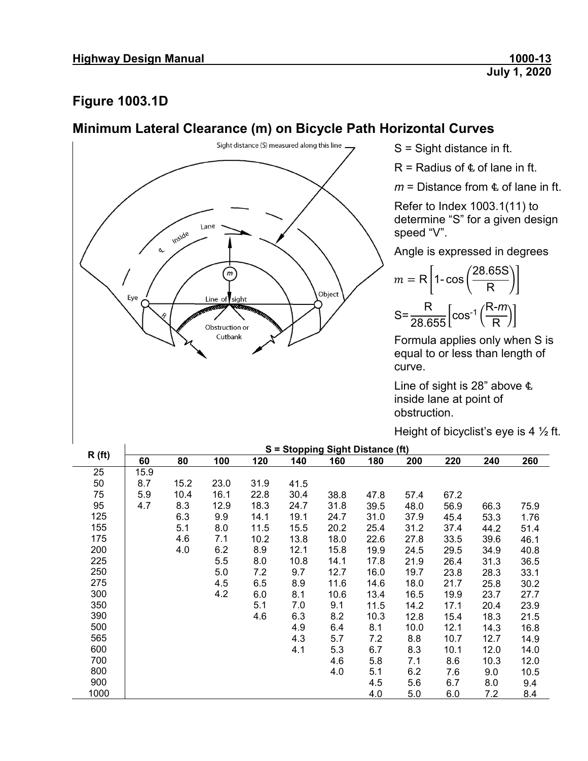## Figure 1003.1D

## Minimum Lateral Clearance (m) on Bicycle Path Horizontal Curves

Sight distance (S) measured along this line

Lane

℄ Inside

Eye

Line of sight

Object

Obstruction or Cutbank

S = Sight distance in ft.

R = Radius of ℄ of lane in ft.

*m* = Distance from ℄ of lane in ft.

Refer to Index 1003.1(11) to determine “S” for a given design speed “V”.

Angle is expressed in degrees

$$m = R\left[1-\cos\left(\frac{28.65S}{R}\right)\right]$$

$$S=\frac{R}{28.655}\left[\cos^{-1}\left(\frac{R-m}{R}\right)\right]$$

Formula applies only when S is equal to or less than length of curve.

Line of sight is 28” above ℄ inside lane at point of obstruction.

Height of bicyclist’s eye is 4 ½ ft.

| R (ft) | S = Stopping Sight Distance (ft) | | | | | | | | | | |
|---|---|---|---|---|---|---|---|---|---|---|---|
| | 60 | 80 | 100 | 120 | 140 | 160 | 180 | 200 | 220 | 240 | 260 |
| 25 | 15.9 | | | | | | | | | | |
| 50 | 8.7 | 15.2 | 23.0 | 31.9 | 41.5 | | | | | | |
| 75 | 5.9 | 10.4 | 16.1 | 22.8 | 30.4 | 38.8 | 47.8 | 57.4 | 67.2 | | |
| 95 | 4.7 | 8.3 | 12.9 | 18.3 | 24.7 | 31.8 | 39.5 | 48.0 | 56.9 | 66.3 | 75.9 |
| 125 | | 6.3 | 9.9 | 14.1 | 19.1 | 24.7 | 31.0 | 37.9 | 45.4 | 53.3 | 1.76 |
| 155 | | 5.1 | 8.0 | 11.5 | 15.5 | 20.2 | 25.4 | 31.2 | 37.4 | 44.2 | 51.4 |
| 175 | | 4.6 | 7.1 | 10.2 | 13.8 | 18.0 | 22.6 | 27.8 | 33.5 | 39.6 | 46.1 |
| 200 | | 4.0 | 6.2 | 8.9 | 12.1 | 15.8 | 19.9 | 24.5 | 29.5 | 34.9 | 40.8 |
| 225 | | | 5.5 | 8.0 | 10.8 | 14.1 | 17.8 | 21.9 | 26.4 | 31.3 | 36.5 |
| 250 | | | 5.0 | 7.2 | 9.7 | 12.7 | 16.0 | 19.7 | 23.8 | 28.3 | 33.1 |
| 275 | | | 4.5 | 6.5 | 8.9 | 11.6 | 14.6 | 18.0 | 21.7 | 25.8 | 30.2 |
| 300 | | | 4.2 | 6.0 | 8.1 | 10.6 | 13.4 | 16.5 | 19.9 | 23.7 | 27.7 |
| 350 | | | | 5.1 | 7.0 | 9.1 | 11.5 | 14.2 | 17.1 | 20.4 | 23.9 |
| 390 | | | | 4.6 | 6.3 | 8.2 | 10.3 | 12.8 | 15.4 | 18.3 | 21.5 |
| 500 | | | | | 4.9 | 6.4 | 8.1 | 10.0 | 12.1 | 14.3 | 16.8 |
| 565 | | | | | 4.3 | 5.7 | 7.2 | 8.8 | 10.7 | 12.7 | 14.9 |
| 600 | | | | | 4.1 | 5.3 | 6.7 | 8.3 | 10.1 | 12.0 | 14.0 |
| 700 | | | | | | 4.6 | 5.8 | 7.1 | 8.6 | 10.3 | 12.0 |
| 800 | | | | | | 4.0 | 5.1 | 6.2 | 7.6 | 9.0 | 10.5 |
| 900 | | | | | | | 4.5 | 5.6 | 6.7 | 8.0 | 9.4 |
| 1000 | | | | | | | 4.0 | 5.0 | 6.0 | 7.2 | 8.4 |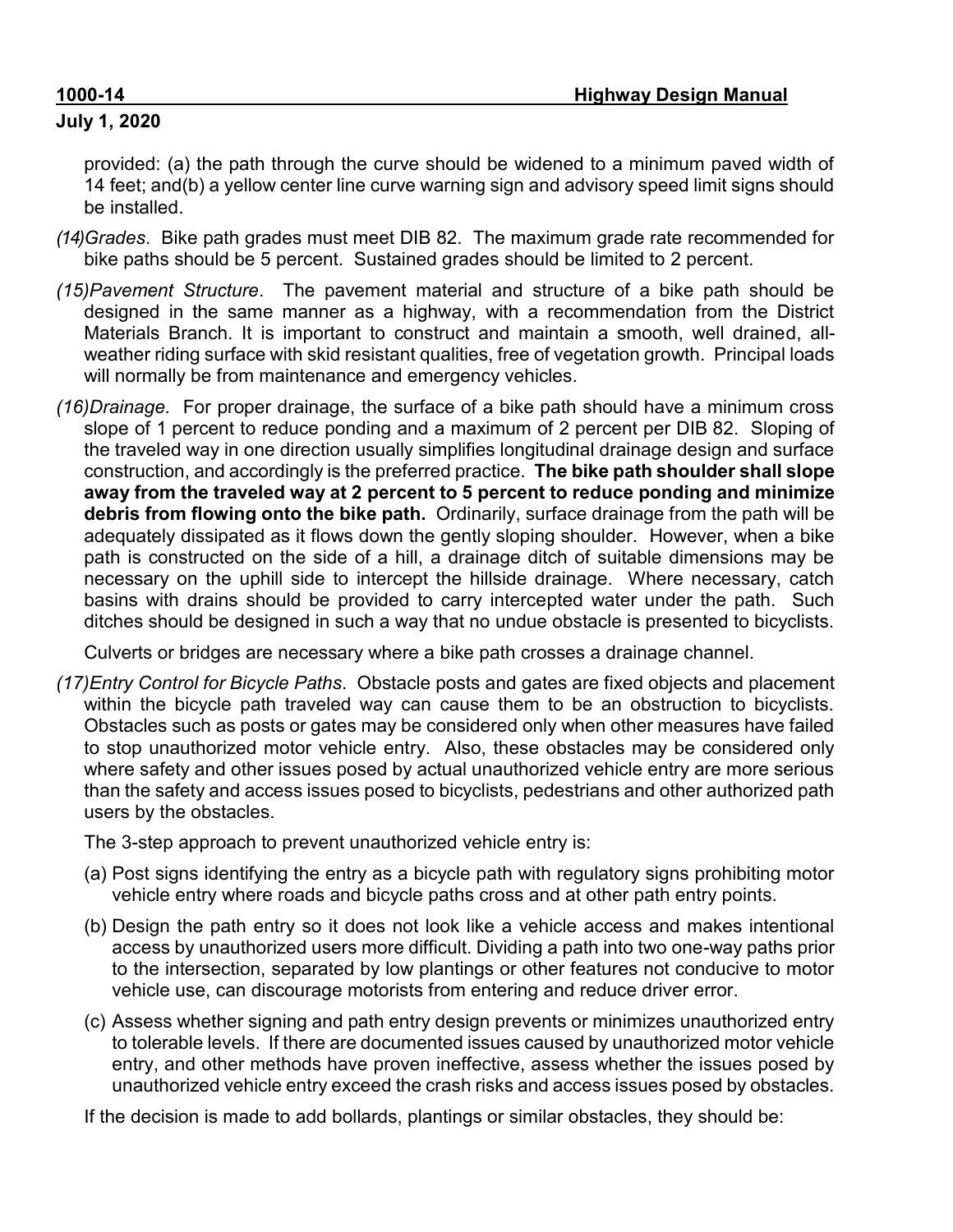provided: (a) the path through the curve should be widened to a minimum paved width of 14 feet; and(b) a yellow center line curve warning sign and advisory speed limit signs should be installed.

*(14)Grades*. Bike path grades must meet DIB 82. The maximum grade rate recommended for bike paths should be 5 percent. Sustained grades should be limited to 2 percent.

*(15)Pavement Structure*. The pavement material and structure of a bike path should be designed in the same manner as a highway, with a recommendation from the District Materials Branch. It is important to construct and maintain a smooth, well drained, all-weather riding surface with skid resistant qualities, free of vegetation growth. Principal loads will normally be from maintenance and emergency vehicles.

*(16)Drainage.* For proper drainage, the surface of a bike path should have a minimum cross slope of 1 percent to reduce ponding and a maximum of 2 percent per DIB 82. Sloping of the traveled way in one direction usually simplifies longitudinal drainage design and surface construction, and accordingly is the preferred practice. **The bike path shoulder shall slope away from the traveled way at 2 percent to 5 percent to reduce ponding and minimize debris from flowing onto the bike path.** Ordinarily, surface drainage from the path will be adequately dissipated as it flows down the gently sloping shoulder. However, when a bike path is constructed on the side of a hill, a drainage ditch of suitable dimensions may be necessary on the uphill side to intercept the hillside drainage. Where necessary, catch basins with drains should be provided to carry intercepted water under the path. Such ditches should be designed in such a way that no undue obstacle is presented to bicyclists.

Culverts or bridges are necessary where a bike path crosses a drainage channel.

*(17)Entry Control for Bicycle Paths*. Obstacle posts and gates are fixed objects and placement within the bicycle path traveled way can cause them to be an obstruction to bicyclists. Obstacles such as posts or gates may be considered only when other measures have failed to stop unauthorized motor vehicle entry. Also, these obstacles may be considered only where safety and other issues posed by actual unauthorized vehicle entry are more serious than the safety and access issues posed to bicyclists, pedestrians and other authorized path users by the obstacles.

The 3-step approach to prevent unauthorized vehicle entry is:

(a) Post signs identifying the entry as a bicycle path with regulatory signs prohibiting motor vehicle entry where roads and bicycle paths cross and at other path entry points.

(b) Design the path entry so it does not look like a vehicle access and makes intentional access by unauthorized users more difficult. Dividing a path into two one-way paths prior to the intersection, separated by low plantings or other features not conducive to motor vehicle use, can discourage motorists from entering and reduce driver error.

(c) Assess whether signing and path entry design prevents or minimizes unauthorized entry to tolerable levels. If there are documented issues caused by unauthorized motor vehicle entry, and other methods have proven ineffective, assess whether the issues posed by unauthorized vehicle entry exceed the crash risks and access issues posed by obstacles.

If the decision is made to add bollards, plantings or similar obstacles, they should be: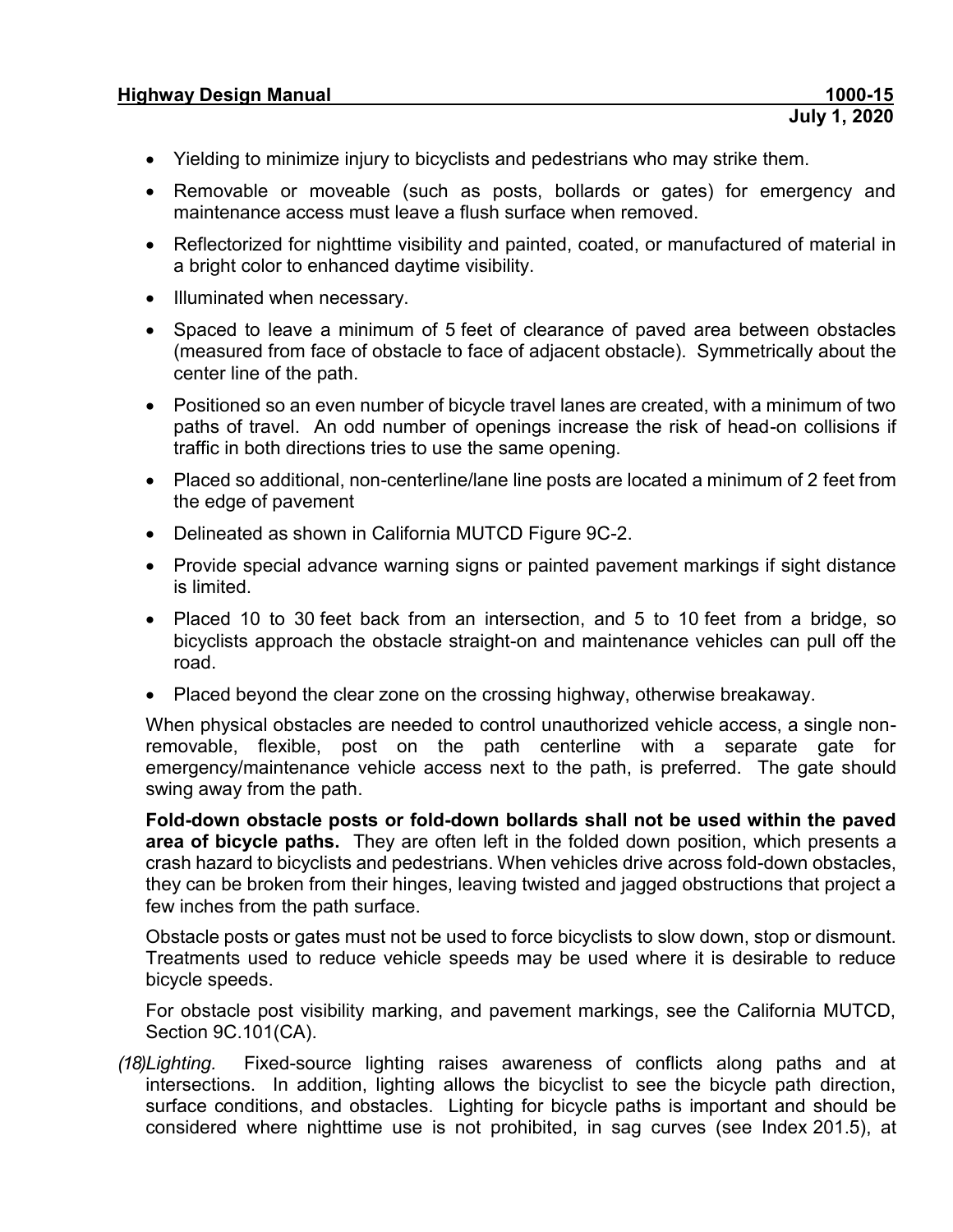- Yielding to minimize injury to bicyclists and pedestrians who may strike them.
- Removable or moveable (such as posts, bollards or gates) for emergency and maintenance access must leave a flush surface when removed.
- Reflectorized for nighttime visibility and painted, coated, or manufactured of material in a bright color to enhanced daytime visibility.
- Illuminated when necessary.
- Spaced to leave a minimum of 5 feet of clearance of paved area between obstacles (measured from face of obstacle to face of adjacent obstacle). Symmetrically about the center line of the path.
- Positioned so an even number of bicycle travel lanes are created, with a minimum of two paths of travel. An odd number of openings increase the risk of head-on collisions if traffic in both directions tries to use the same opening.
- Placed so additional, non-centerline/lane line posts are located a minimum of 2 feet from the edge of pavement
- Delineated as shown in California MUTCD Figure 9C-2.
- Provide special advance warning signs or painted pavement markings if sight distance is limited.
- Placed 10 to 30 feet back from an intersection, and 5 to 10 feet from a bridge, so bicyclists approach the obstacle straight-on and maintenance vehicles can pull off the road.
- Placed beyond the clear zone on the crossing highway, otherwise breakaway.

When physical obstacles are needed to control unauthorized vehicle access, a single non-removable, flexible, post on the path centerline with a separate gate for emergency/maintenance vehicle access next to the path, is preferred. The gate should swing away from the path.

**Fold-down obstacle posts or fold-down bollards shall not be used within the paved area of bicycle paths.** They are often left in the folded down position, which presents a crash hazard to bicyclists and pedestrians. When vehicles drive across fold-down obstacles, they can be broken from their hinges, leaving twisted and jagged obstructions that project a few inches from the path surface.

Obstacle posts or gates must not be used to force bicyclists to slow down, stop or dismount. Treatments used to reduce vehicle speeds may be used where it is desirable to reduce bicycle speeds.

For obstacle post visibility marking, and pavement markings, see the California MUTCD, Section 9C.101(CA).

*(18)Lighting.* Fixed-source lighting raises awareness of conflicts along paths and at intersections. In addition, lighting allows the bicyclist to see the bicycle path direction, surface conditions, and obstacles. Lighting for bicycle paths is important and should be considered where nighttime use is not prohibited, in sag curves (see Index 201.5), at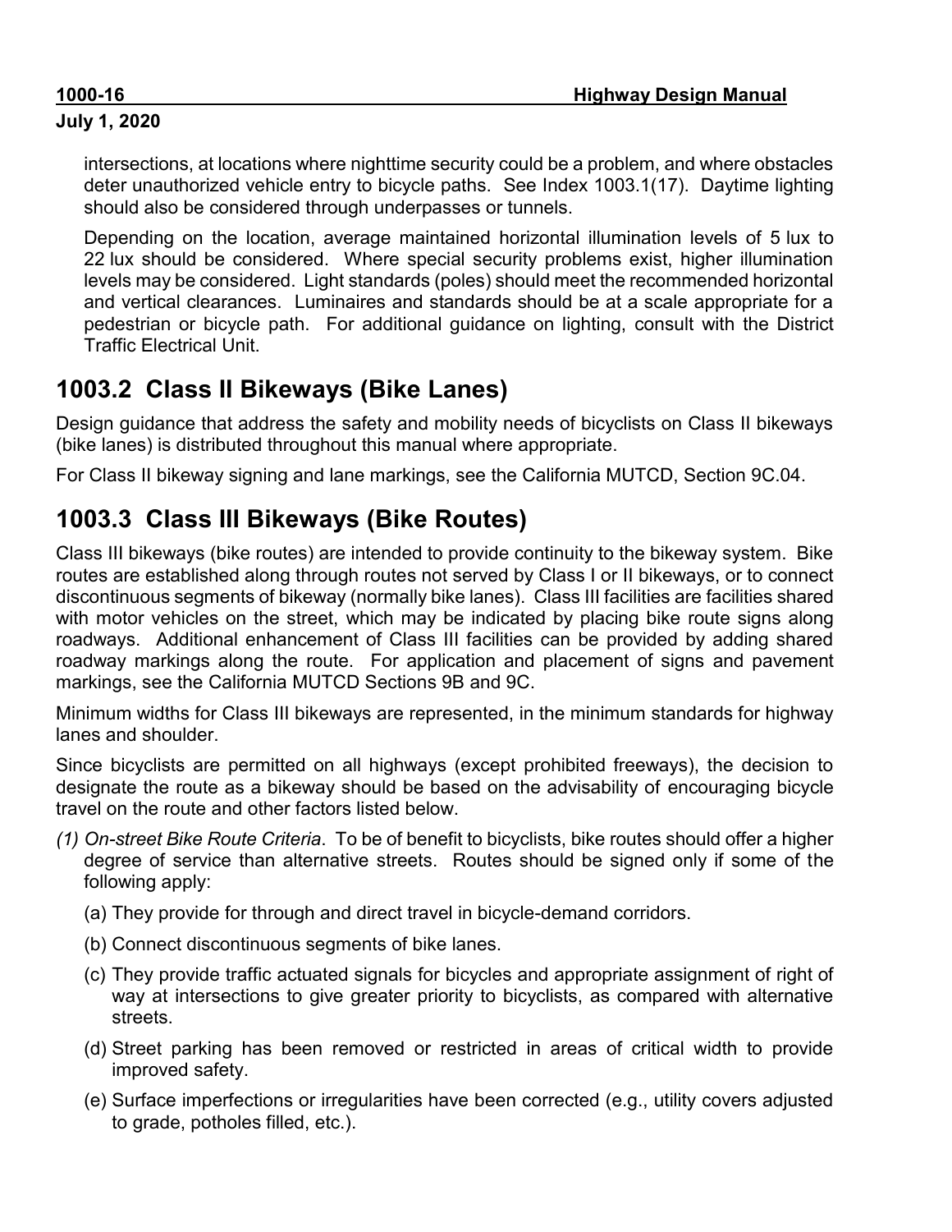intersections, at locations where nighttime security could be a problem, and where obstacles deter unauthorized vehicle entry to bicycle paths. See Index 1003.1(17). Daytime lighting should also be considered through underpasses or tunnels.

Depending on the location, average maintained horizontal illumination levels of 5 lux to 22 lux should be considered. Where special security problems exist, higher illumination levels may be considered. Light standards (poles) should meet the recommended horizontal and vertical clearances. Luminaires and standards should be at a scale appropriate for a pedestrian or bicycle path. For additional guidance on lighting, consult with the District Traffic Electrical Unit.

## 1003.2 Class II Bikeways (Bike Lanes)

Design guidance that address the safety and mobility needs of bicyclists on Class II bikeways (bike lanes) is distributed throughout this manual where appropriate.

For Class II bikeway signing and lane markings, see the California MUTCD, Section 9C.04.

## 1003.3 Class III Bikeways (Bike Routes)

Class III bikeways (bike routes) are intended to provide continuity to the bikeway system. Bike routes are established along through routes not served by Class I or II bikeways, or to connect discontinuous segments of bikeway (normally bike lanes). Class III facilities are facilities shared with motor vehicles on the street, which may be indicated by placing bike route signs along roadways. Additional enhancement of Class III facilities can be provided by adding shared roadway markings along the route. For application and placement of signs and pavement markings, see the California MUTCD Sections 9B and 9C.

Minimum widths for Class III bikeways are represented, in the minimum standards for highway lanes and shoulder.

Since bicyclists are permitted on all highways (except prohibited freeways), the decision to designate the route as a bikeway should be based on the advisability of encouraging bicycle travel on the route and other factors listed below.

*(1) On-street Bike Route Criteria*. To be of benefit to bicyclists, bike routes should offer a higher degree of service than alternative streets. Routes should be signed only if some of the following apply:

   (a) They provide for through and direct travel in bicycle-demand corridors.

   (b) Connect discontinuous segments of bike lanes.

   (c) They provide traffic actuated signals for bicycles and appropriate assignment of right of way at intersections to give greater priority to bicyclists, as compared with alternative streets.

   (d) Street parking has been removed or restricted in areas of critical width to provide improved safety.

   (e) Surface imperfections or irregularities have been corrected (e.g., utility covers adjusted to grade, potholes filled, etc.).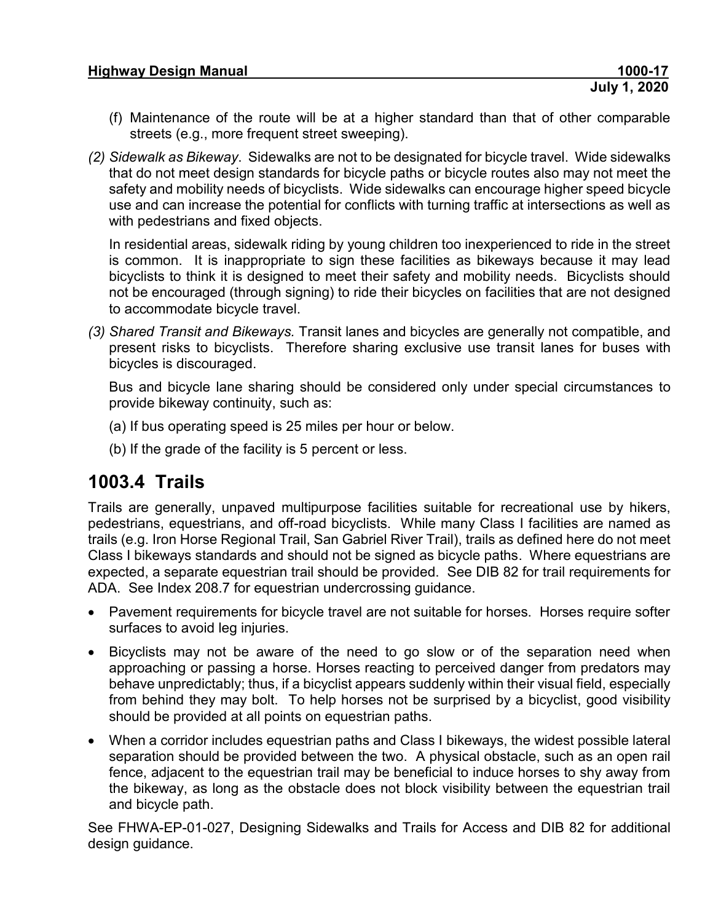(f) Maintenance of the route will be at a higher standard than that of other comparable streets (e.g., more frequent street sweeping).

*(2) Sidewalk as Bikeway*. Sidewalks are not to be designated for bicycle travel. Wide sidewalks that do not meet design standards for bicycle paths or bicycle routes also may not meet the safety and mobility needs of bicyclists. Wide sidewalks can encourage higher speed bicycle use and can increase the potential for conflicts with turning traffic at intersections as well as with pedestrians and fixed objects.

In residential areas, sidewalk riding by young children too inexperienced to ride in the street is common. It is inappropriate to sign these facilities as bikeways because it may lead bicyclists to think it is designed to meet their safety and mobility needs. Bicyclists should not be encouraged (through signing) to ride their bicycles on facilities that are not designed to accommodate bicycle travel.

*(3) Shared Transit and Bikeways.* Transit lanes and bicycles are generally not compatible, and present risks to bicyclists. Therefore sharing exclusive use transit lanes for buses with bicycles is discouraged.

Bus and bicycle lane sharing should be considered only under special circumstances to provide bikeway continuity, such as:

(a) If bus operating speed is 25 miles per hour or below.

(b) If the grade of the facility is 5 percent or less.

## 1003.4 Trails

Trails are generally, unpaved multipurpose facilities suitable for recreational use by hikers, pedestrians, equestrians, and off-road bicyclists. While many Class I facilities are named as trails (e.g. Iron Horse Regional Trail, San Gabriel River Trail), trails as defined here do not meet Class I bikeways standards and should not be signed as bicycle paths. Where equestrians are expected, a separate equestrian trail should be provided. See DIB 82 for trail requirements for ADA. See Index 208.7 for equestrian undercrossing guidance.

- Pavement requirements for bicycle travel are not suitable for horses. Horses require softer surfaces to avoid leg injuries.
- Bicyclists may not be aware of the need to go slow or of the separation need when approaching or passing a horse. Horses reacting to perceived danger from predators may behave unpredictably; thus, if a bicyclist appears suddenly within their visual field, especially from behind they may bolt. To help horses not be surprised by a bicyclist, good visibility should be provided at all points on equestrian paths.
- When a corridor includes equestrian paths and Class I bikeways, the widest possible lateral separation should be provided between the two. A physical obstacle, such as an open rail fence, adjacent to the equestrian trail may be beneficial to induce horses to shy away from the bikeway, as long as the obstacle does not block visibility between the equestrian trail and bicycle path.

See FHWA-EP-01-027, Designing Sidewalks and Trails for Access and DIB 82 for additional design guidance.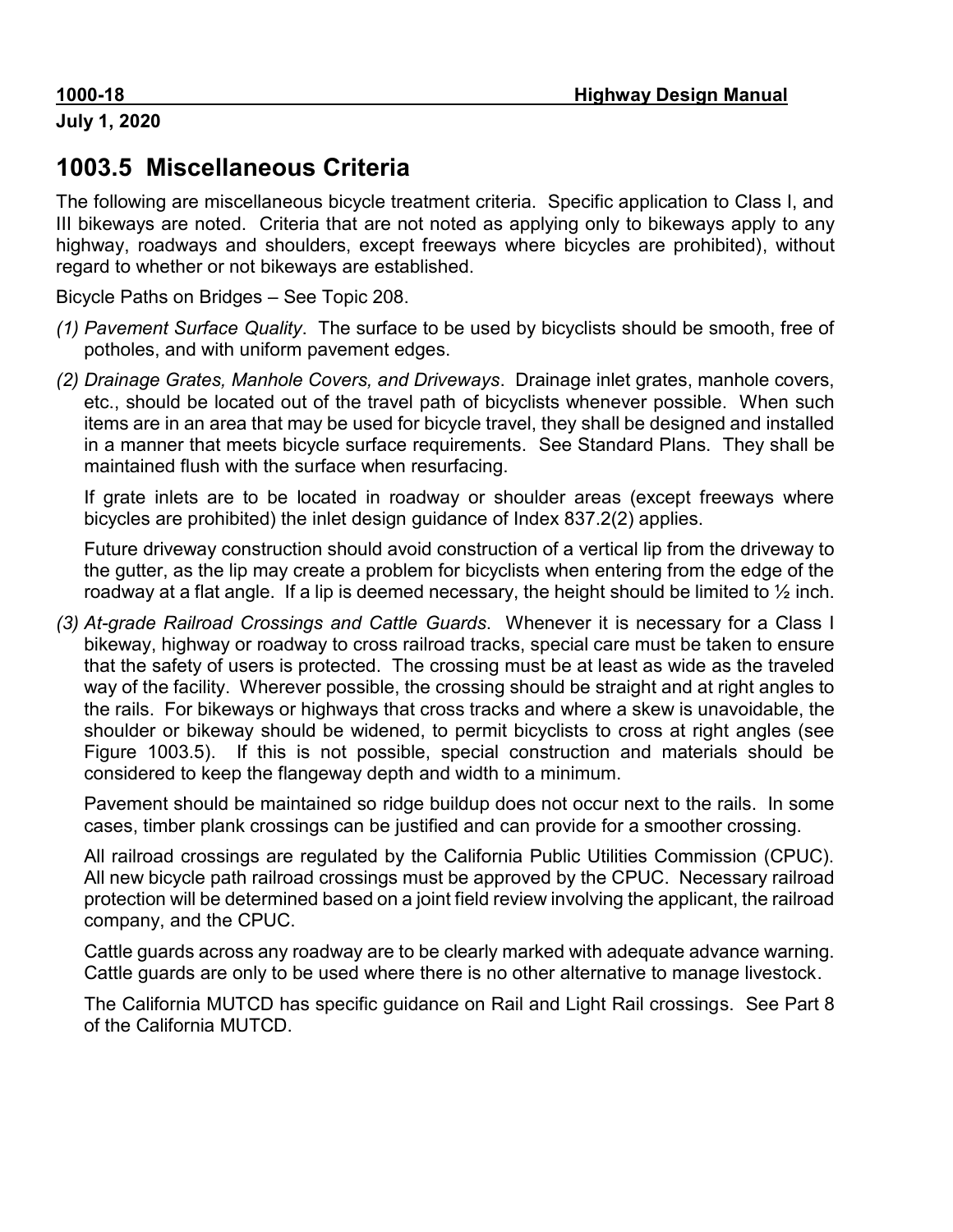## 1003.5 Miscellaneous Criteria

The following are miscellaneous bicycle treatment criteria. Specific application to Class I, and III bikeways are noted. Criteria that are not noted as applying only to bikeways apply to any highway, roadways and shoulders, except freeways where bicycles are prohibited), without regard to whether or not bikeways are established.

Bicycle Paths on Bridges – See Topic 208.

(1) *Pavement Surface Quality*. The surface to be used by bicyclists should be smooth, free of potholes, and with uniform pavement edges.

(2) *Drainage Grates, Manhole Covers, and Driveways*. Drainage inlet grates, manhole covers, etc., should be located out of the travel path of bicyclists whenever possible. When such items are in an area that may be used for bicycle travel, they shall be designed and installed in a manner that meets bicycle surface requirements. See Standard Plans. They shall be maintained flush with the surface when resurfacing.

   If grate inlets are to be located in roadway or shoulder areas (except freeways where bicycles are prohibited) the inlet design guidance of Index 837.2(2) applies.

   Future driveway construction should avoid construction of a vertical lip from the driveway to the gutter, as the lip may create a problem for bicyclists when entering from the edge of the roadway at a flat angle. If a lip is deemed necessary, the height should be limited to ½ inch.

(3) *At-grade Railroad Crossings and Cattle Guards*. Whenever it is necessary for a Class I bikeway, highway or roadway to cross railroad tracks, special care must be taken to ensure that the safety of users is protected. The crossing must be at least as wide as the traveled way of the facility. Wherever possible, the crossing should be straight and at right angles to the rails. For bikeways or highways that cross tracks and where a skew is unavoidable, the shoulder or bikeway should be widened, to permit bicyclists to cross at right angles (see Figure 1003.5). If this is not possible, special construction and materials should be considered to keep the flangeway depth and width to a minimum.

   Pavement should be maintained so ridge buildup does not occur next to the rails. In some cases, timber plank crossings can be justified and can provide for a smoother crossing.

   All railroad crossings are regulated by the California Public Utilities Commission (CPUC). All new bicycle path railroad crossings must be approved by the CPUC. Necessary railroad protection will be determined based on a joint field review involving the applicant, the railroad company, and the CPUC.

   Cattle guards across any roadway are to be clearly marked with adequate advance warning. Cattle guards are only to be used where there is no other alternative to manage livestock.

   The California MUTCD has specific guidance on Rail and Light Rail crossings. See Part 8 of the California MUTCD.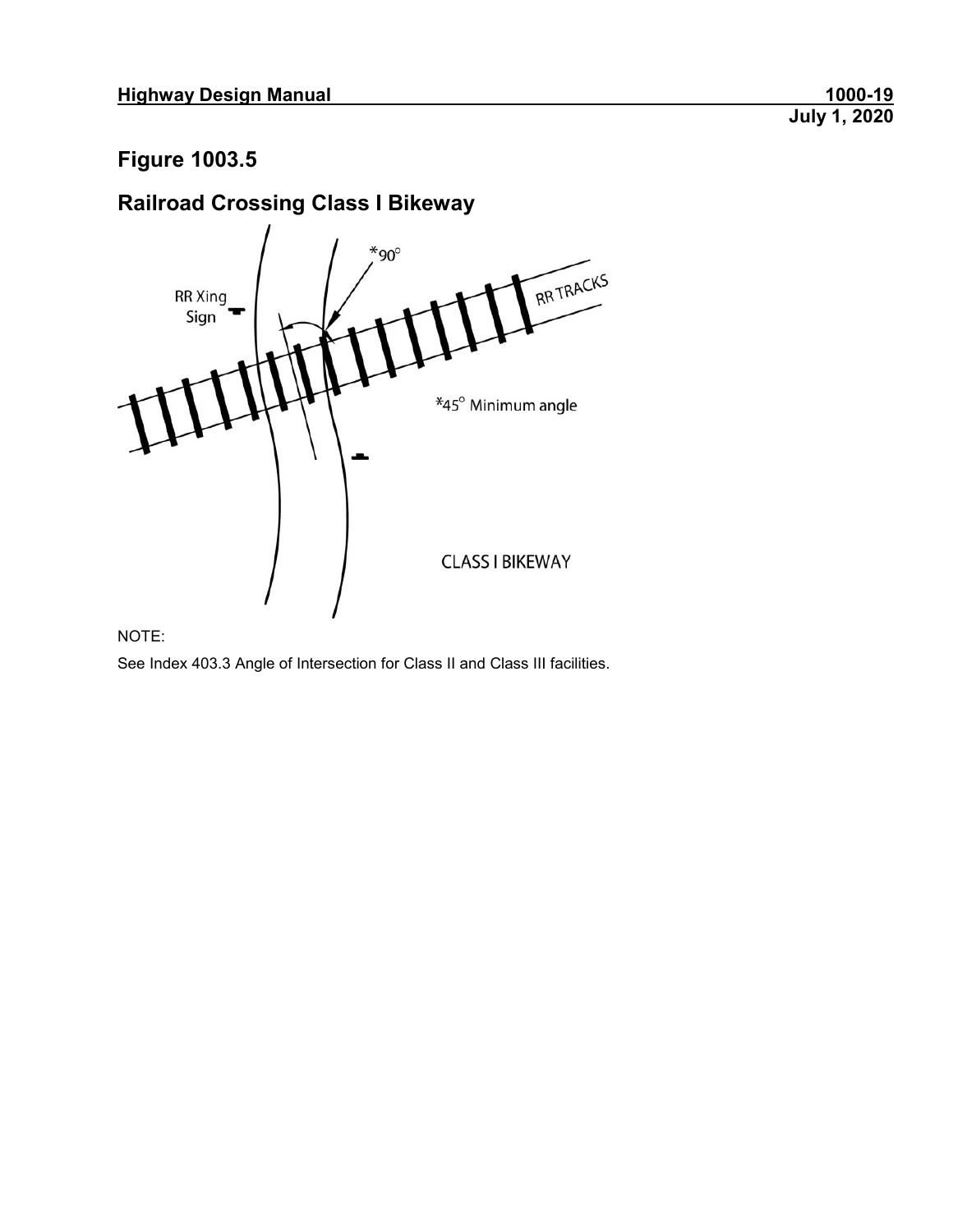# Figure 1003.5

## Railroad Crossing Class I Bikeway

RR Xing Sign

*90°

RR TRACKS

*45° Minimum angle

CLASS I BIKEWAY

NOTE:

See Index 403.3 Angle of Intersection for Class II and Class III facilities.